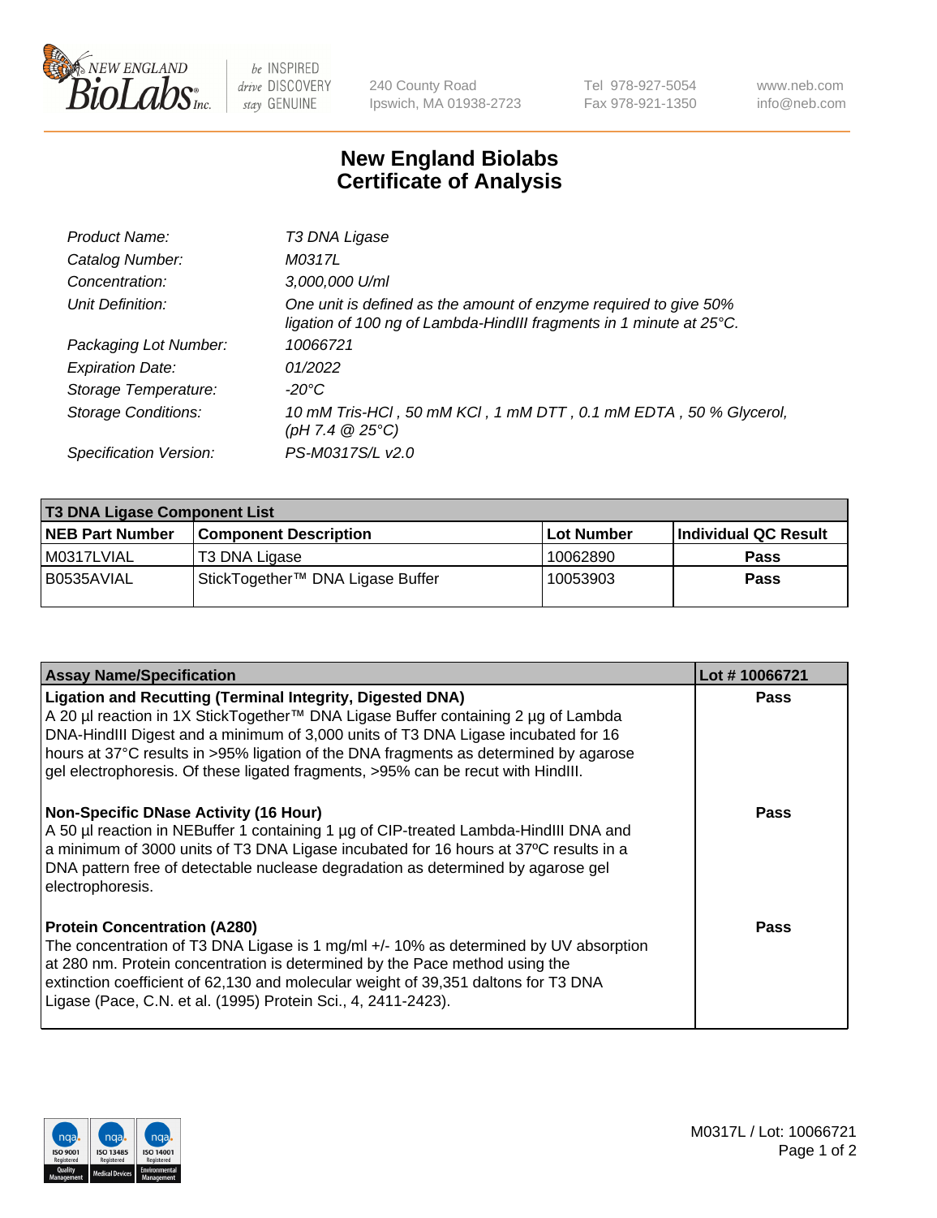# New England Biolabs Certificate of Analysis

| | |
|---|---|
| *Product Name:* | *T3 DNA Ligase* |
| *Catalog Number:* | *M0317L* |
| *Concentration:* | *3,000,000 U/ml* |
| *Unit Definition:* | *One unit is defined as the amount of enzyme required to give 50% ligation of 100 ng of Lambda-HindIII fragments in 1 minute at 25°C.* |
| *Packaging Lot Number:* | *10066721* |
| *Expiration Date:* | *01/2022* |
| *Storage Temperature:* | *-20°C* |
| *Storage Conditions:* | *10 mM Tris-HCl , 50 mM KCl , 1 mM DTT , 0.1 mM EDTA , 50 % Glycerol, (pH 7.4 @ 25°C)* |
| *Specification Version:* | *PS-M0317S/L v2.0* |

**T3 DNA Ligase Component List**

| NEB Part Number | Component Description | Lot Number | Individual QC Result |
|---|---|---|---|
| M0317LVIAL | T3 DNA Ligase | 10062890 | **Pass** |
| B0535AVIAL | StickTogether™ DNA Ligase Buffer | 10053903 | **Pass** |

| Assay Name/Specification | Lot # 10066721 |
|---|---|
| **Ligation and Recutting (Terminal Integrity, Digested DNA)**<br>A 20 µl reaction in 1X StickTogether™ DNA Ligase Buffer containing 2 µg of Lambda DNA-HindIII Digest and a minimum of 3,000 units of T3 DNA Ligase incubated for 16 hours at 37°C results in >95% ligation of the DNA fragments as determined by agarose gel electrophoresis. Of these ligated fragments, >95% can be recut with HindIII. | **Pass** |
| **Non-Specific DNase Activity (16 Hour)**<br>A 50 µl reaction in NEBuffer 1 containing 1 µg of CIP-treated Lambda-HindIII DNA and a minimum of 3000 units of T3 DNA Ligase incubated for 16 hours at 37ºC results in a DNA pattern free of detectable nuclease degradation as determined by agarose gel electrophoresis. | **Pass** |
| **Protein Concentration (A280)**<br>The concentration of T3 DNA Ligase is 1 mg/ml +/- 10% as determined by UV absorption at 280 nm. Protein concentration is determined by the Pace method using the extinction coefficient of 62,130 and molecular weight of 39,351 daltons for T3 DNA Ligase (Pace, C.N. et al. (1995) Protein Sci., 4, 2411-2423). | **Pass** |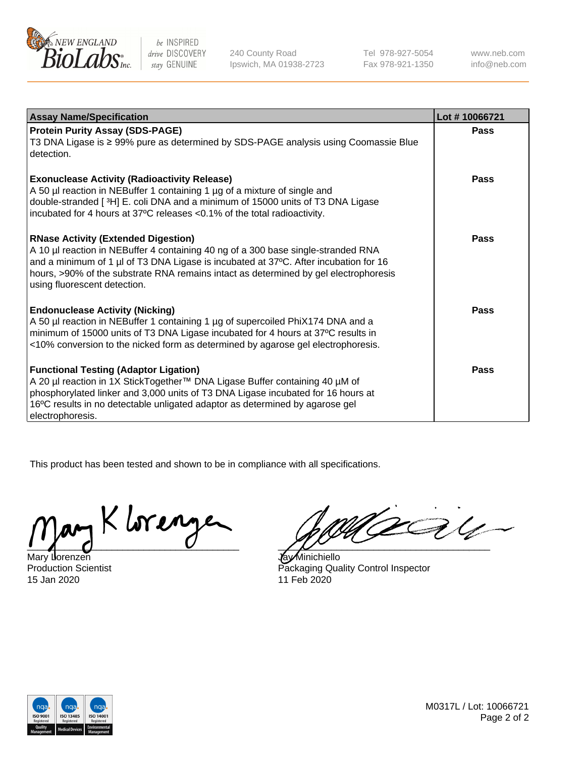| Assay Name/Specification | Lot # 10066721 |
| --- | --- |
| **Protein Purity Assay (SDS-PAGE)**<br>T3 DNA Ligase is ≥ 99% pure as determined by SDS-PAGE analysis using Coomassie Blue detection. | **Pass** |
| **Exonuclease Activity (Radioactivity Release)**<br>A 50 µl reaction in NEBuffer 1 containing 1 µg of a mixture of single and double-stranded [ $^{3}$H] E. coli DNA and a minimum of 15000 units of T3 DNA Ligase incubated for 4 hours at 37ºC releases <0.1% of the total radioactivity. | **Pass** |
| **RNase Activity (Extended Digestion)**<br>A 10 µl reaction in NEBuffer 4 containing 40 ng of a 300 base single-stranded RNA and a minimum of 1 µl of T3 DNA Ligase is incubated at 37ºC. After incubation for 16 hours, >90% of the substrate RNA remains intact as determined by gel electrophoresis using fluorescent detection. | **Pass** |
| **Endonuclease Activity (Nicking)**<br>A 50 µl reaction in NEBuffer 1 containing 1 µg of supercoiled PhiX174 DNA and a minimum of 15000 units of T3 DNA Ligase incubated for 4 hours at 37ºC results in <10% conversion to the nicked form as determined by agarose gel electrophoresis. | **Pass** |
| **Functional Testing (Adaptor Ligation)**<br>A 20 µl reaction in 1X StickTogether™ DNA Ligase Buffer containing 40 µM of phosphorylated linker and 3,000 units of T3 DNA Ligase incubated for 16 hours at 16ºC results in no detectable unligated adaptor as determined by agarose gel electrophoresis. | **Pass** |

This product has been tested and shown to be in compliance with all specifications.

Mary Lorenzen
Production Scientist
15 Jan 2020

Jay Minichiello
Packaging Quality Control Inspector
11 Feb 2020

M0317L / Lot: 10066721